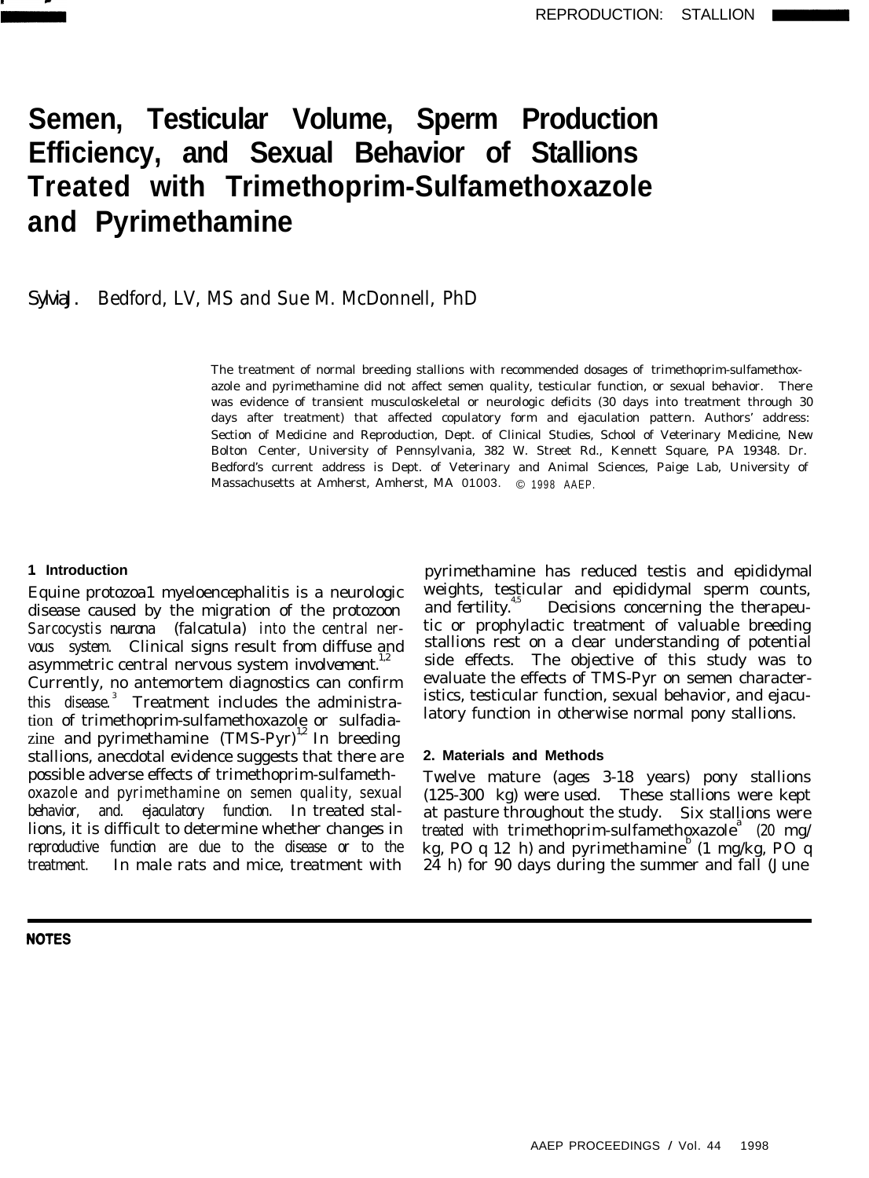# Semen, Testicular Volume, Sperm Production Efficiency, and Sexual Behavior of Stallions Treated with Trimethoprim-Sulfamethoxazole and Pyrimethamine

Sylvia J. Bedford, LV, MS and Sue M. McDonnell, PhD

The treatment of normal breeding stallions with recommended dosages of trimethoprim-sulfamethoxazole and pyrimethamine did not affect semen quality, testicular function, or sexual behavior. There was evidence of transient musculoskeletal or neurologic deficits (30 days into treatment through 30 days after treatment) that affected copulatory form and ejaculation pattern. Authors' address: Section of Medicine and Reproduction, Dept. of Clinical Studies, School of Veterinary Medicine, New Bolton Center, University of Pennsylvania, 382 W. Street Rd., Kennett Square, PA 19348. Dr. Bedford's current address is Dept. of Veterinary and Animal Sciences, Paige Lab, University of Massachusetts at Amherst, Amherst, MA 01003. © 1998 AAEP.

## 1 Introduction

Equine protozoa1 myeloencephalitis is a neurologic disease caused by the migration of the protozoon *Sarcocystis neurona* (falcatula) into the central nervous system. Clinical signs result from diffuse and asymmetric central nervous system involvement.[1,2] Currently, no antemortem diagnostics can confirm this disease.[3] Treatment includes the administration of trimethoprim-sulfamethoxazole or sulfadiazine and pyrimethamine (TMS-Pyr)[12] In breeding stallions, anecdotal evidence suggests that there are possible adverse effects of trimethoprim-sulfamethoxazole and pyrimethamine on semen quality, sexual behavior, and. ejaculatory function. In treated stallions, it is difficult to determine whether changes in reproductive function are due to the disease or to the treatment. In male rats and mice, treatment with pyrimethamine has reduced testis and epididymal weights, testicular and epididymal sperm counts, and fertility.[4,5] Decisions concerning the therapeutic or prophylactic treatment of valuable breeding stallions rest on a clear understanding of potential side effects. The objective of this study was to evaluate the effects of TMS-Pyr on semen characteristics, testicular function, sexual behavior, and ejaculatory function in otherwise normal pony stallions.

## 2. Materials and Methods

Twelve mature (ages 3-18 years) pony stallions (125-300 kg) were used. These stallions were kept at pasture throughout the study. Six stallions were treated with trimethoprim-sulfamethoxazole[a] (20 mg/kg, PO q 12 h) and pyrimethamine[b] (1 mg/kg, PO q 24 h) for 90 days during the summer and fall (June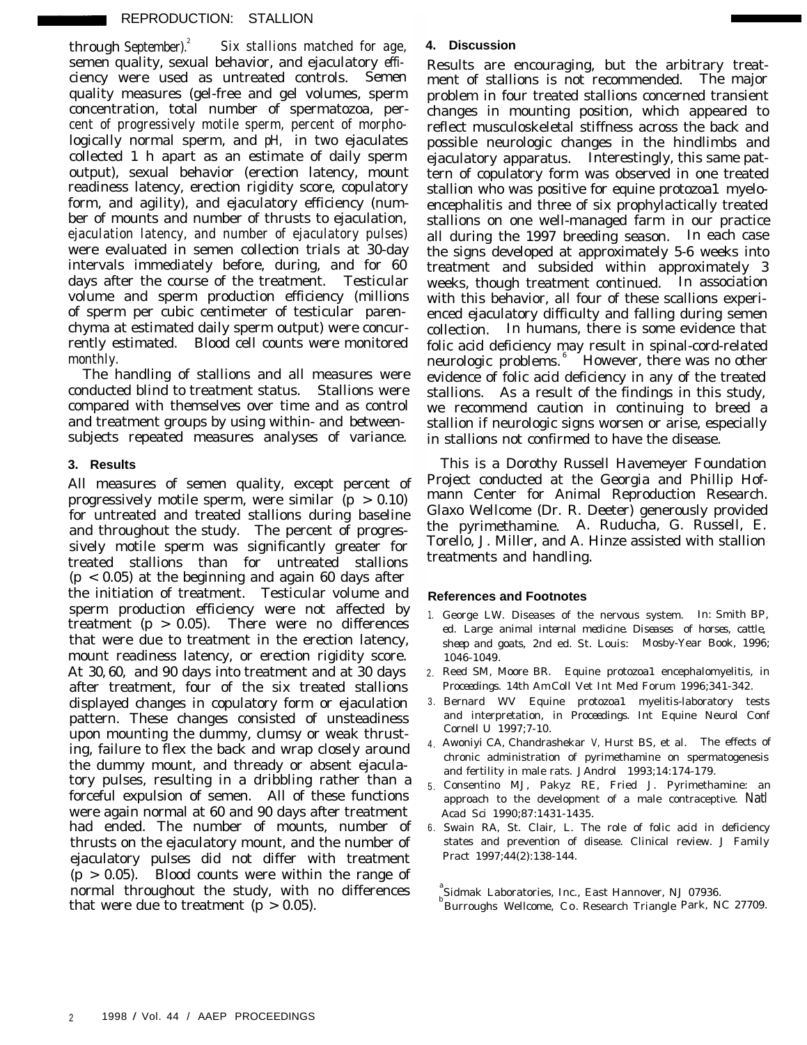through September).[2] Six stallions matched for age, semen quality, sexual behavior, and ejaculatory efficiency were used as untreated controls. Semen quality measures (gel-free and gel volumes, sperm concentration, total number of spermatozoa, percent of progressively motile sperm, percent of morphologically normal sperm, and pH, in two ejaculates collected 1 h apart as an estimate of daily sperm output), sexual behavior (erection latency, mount readiness latency, erection rigidity score, copulatory form, and agility), and ejaculatory efficiency (number of mounts and number of thrusts to ejaculation, ejaculation latency, and number of ejaculatory pulses) were evaluated in semen collection trials at 30-day intervals immediately before, during, and for 60 days after the course of the treatment. Testicular volume and sperm production efficiency (millions of sperm per cubic centimeter of testicular parenchyma at estimated daily sperm output) were concurrently estimated. Blood cell counts were monitored monthly.

The handling of stallions and all measures were conducted blind to treatment status. Stallions were compared with themselves over time and as control and treatment groups by using within- and between-subjects repeated measures analyses of variance.

## 3. Results

All measures of semen quality, except percent of progressively motile sperm, were similar ($p > 0.10$) for untreated and treated stallions during baseline and throughout the study. The percent of progressively motile sperm was significantly greater for treated stallions than for untreated stallions ($p < 0.05$) at the beginning and again 60 days after the initiation of treatment. Testicular volume and sperm production efficiency were not affected by treatment ($p > 0.05$). There were no differences that were due to treatment in the erection latency, mount readiness latency, or erection rigidity score. At 30, 60, and 90 days into treatment and at 30 days after treatment, four of the six treated stallions displayed changes in copulatory form or ejaculation pattern. These changes consisted of unsteadiness upon mounting the dummy, clumsy or weak thrusting, failure to flex the back and wrap closely around the dummy mount, and thready or absent ejaculatory pulses, resulting in a dribbling rather than a forceful expulsion of semen. All of these functions were again normal at 60 and 90 days after treatment had ended. The number of mounts, number of thrusts on the ejaculatory mount, and the number of ejaculatory pulses did not differ with treatment ($p > 0.05$). Blood counts were within the range of normal throughout the study, with no differences that were due to treatment ($p > 0.05$).

## 4. Discussion

Results are encouraging, but the arbitrary treatment of stallions is not recommended. The major problem in four treated stallions concerned transient changes in mounting position, which appeared to reflect musculoskeletal stiffness across the back and possible neurologic changes in the hindlimbs and ejaculatory apparatus. Interestingly, this same pattern of copulatory form was observed in one treated stallion who was positive for equine protozoa1 myeloencephalitis and three of six prophylactically treated stallions on one well-managed farm in our practice all during the 1997 breeding season. In each case the signs developed at approximately 5-6 weeks into treatment and subsided within approximately 3 weeks, though treatment continued. In association with this behavior, all four of these scallions experienced ejaculatory difficulty and falling during semen collection. In humans, there is some evidence that folic acid deficiency may result in spinal-cord-related neurologic problems.[6] However, there was no other evidence of folic acid deficiency in any of the treated stallions. As a result of the findings in this study, we recommend caution in continuing to breed a stallion if neurologic signs worsen or arise, especially in stallions not confirmed to have the disease.

This is a Dorothy Russell Havemeyer Foundation Project conducted at the Georgia and Phillip Hofmann Center for Animal Reproduction Research. Glaxo Wellcome (Dr. R. Deeter) generously provided the pyrimethamine. A. Ruducha, G. Russell, E. Torello, J. Miller, and A. Hinze assisted with stallion treatments and handling.

### References and Footnotes

1. George LW. Diseases of the nervous system. In: Smith BP, ed. *Large animal internal medicine. Diseases of horses, cattle, sheep and goats*, 2nd ed. St. Louis: Mosby-Year Book, 1996; 1046-1049.
2. Reed SM, Moore BR. Equine protozoa1 encephalomyelitis, in *Proceedings*. 14th Am Coll Vet Int Med Forum 1996;341-342.
3. Bernard WV Equine protozoa1 myelitis-laboratory tests and interpretation, in *Proceedings*. Int Equine Neurol Conf Cornell U 1997;7-10.
4. Awoniyi CA, Chandrashekar V, Hurst BS, et al. The effects of chronic administration of pyrimethamine on spermatogenesis and fertility in male rats. *J Androl* 1993;14:174-179.
5. Consentino MJ, Pakyz RE, Fried J. Pyrimethamine: an approach to the development of a male contraceptive. *Natl Acad Sci* 1990;87:1431-1435.
6. Swain RA, St. Clair, L. The role of folic acid in deficiency states and prevention of disease. Clinical review. *J Family Pract* 1997;44(2):138-144.

[a] Sidmak Laboratories, Inc., East Hannover, NJ 07936.
[b] Burroughs Wellcome, Co. Research Triangle Park, NC 27709.